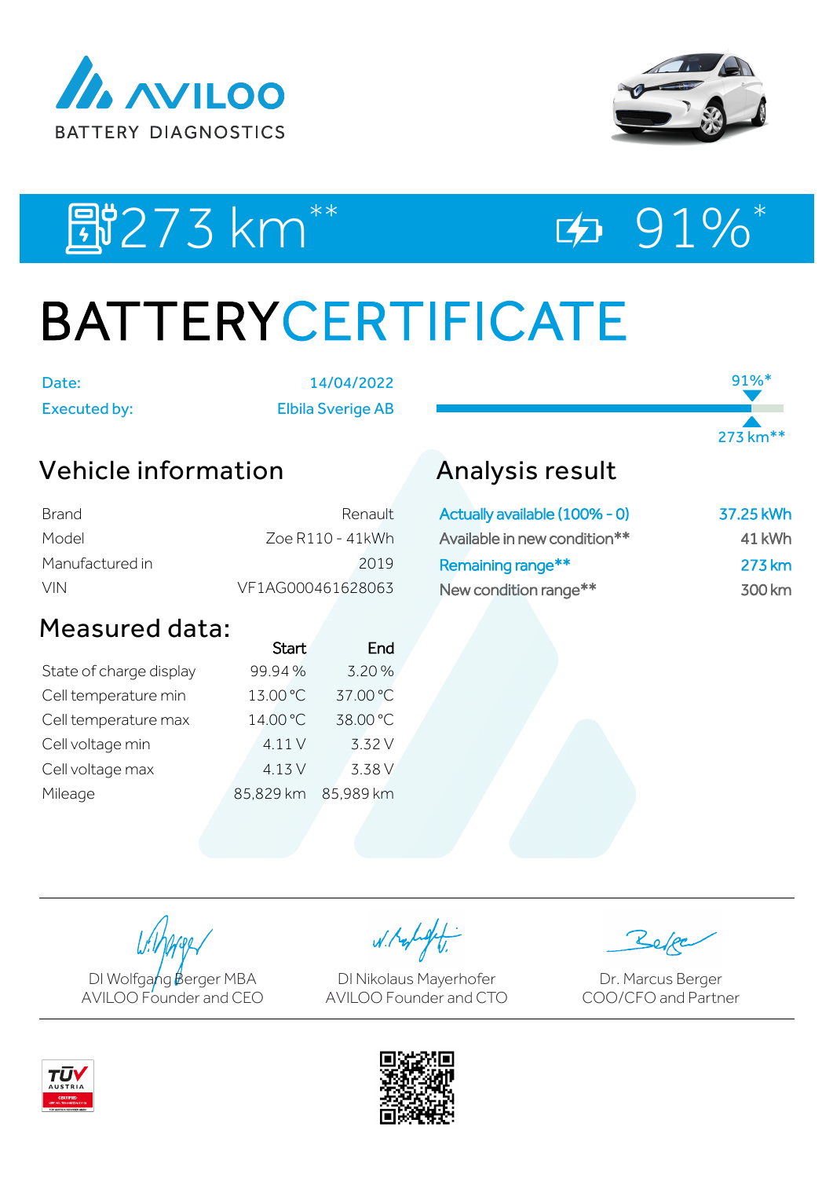AVILOO BATTERY DIAGNOSTICS

273 km** | 91%*

# BATTERYCERTIFICATE

| | |
|---|---|
| Date: | 14/04/2022 |
| Executed by: | Elbila Sverige AB |

91%*

273 km**

## Vehicle information

| | |
|---|---|
| Brand | Renault |
| Model | Zoe R110 - 41kWh |
| Manufactured in | 2019 |
| VIN | VF1AG000461628063 |

## Analysis result

| | |
|---|---|
| Actually available (100% - 0) | 37.25 kWh |
| Available in new condition** | 41 kWh |
| Remaining range** | 273 km |
| New condition range** | 300 km |

## Measured data:

| | Start | End |
|---|---|---|
| State of charge display | 99.94 % | 3.20 % |
| Cell temperature min | 13.00 °C | 37.00 °C |
| Cell temperature max | 14.00 °C | 38.00 °C |
| Cell voltage min | 4.11 V | 3.32 V |
| Cell voltage max | 4.13 V | 3.38 V |
| Mileage | 85,829 km | 85,989 km |

DI Wolfgang Berger MBA
AVILOO Founder and CEO

DI Nikolaus Mayerhofer
AVILOO Founder and CTO

Dr. Marcus Berger
COO/CFO and Partner

TÜV AUSTRIA CERTIFIED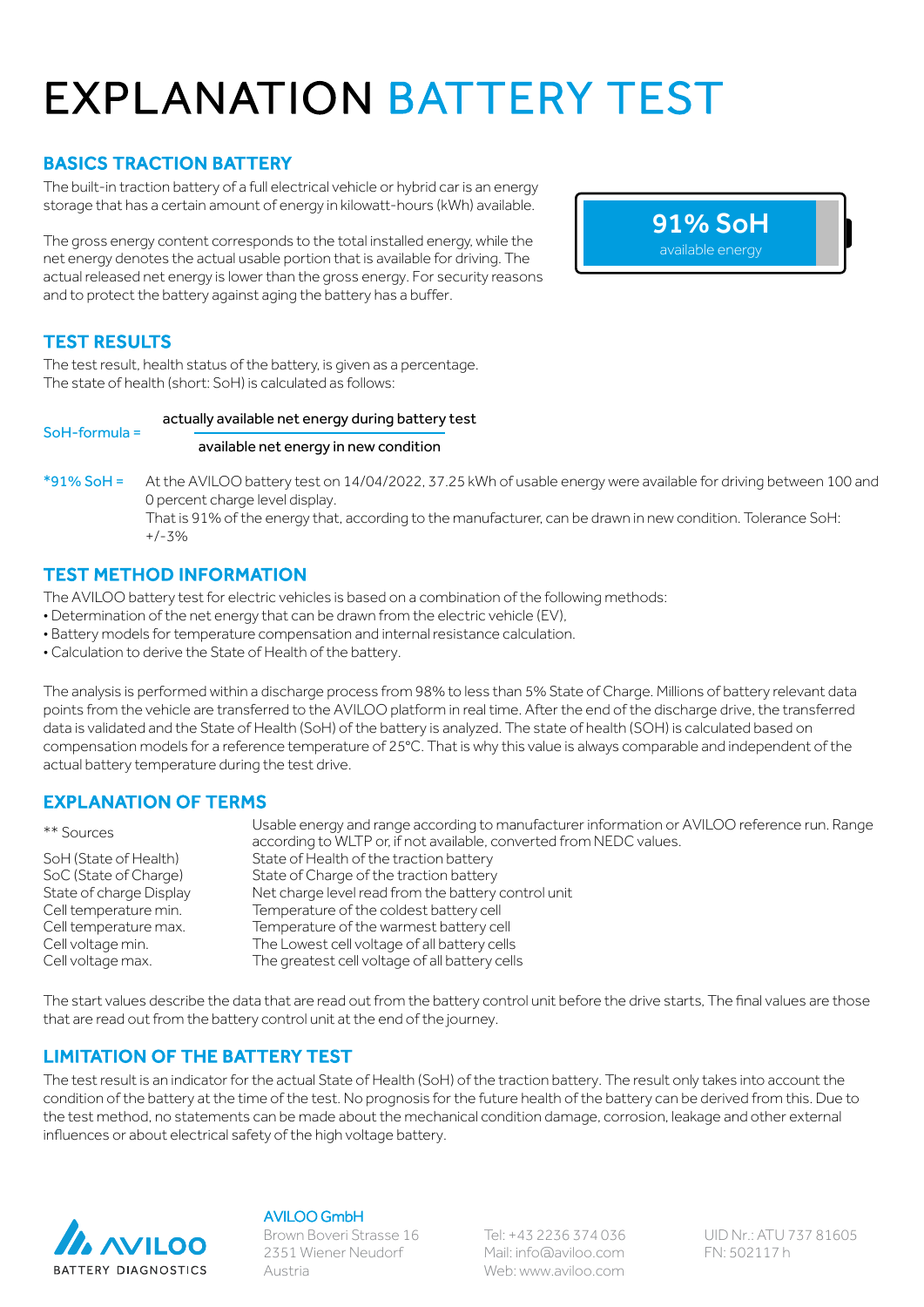# EXPLANATION BATTERY TEST

## BASICS TRACTION BATTERY

The built-in traction battery of a full electrical vehicle or hybrid car is an energy storage that has a certain amount of energy in kilowatt-hours (kWh) available.

The gross energy content corresponds to the total installed energy, while the net energy denotes the actual usable portion that is available for driving. The actual released net energy is lower than the gross energy. For security reasons and to protect the battery against aging the battery has a buffer.

**91% SoH**
available energy

## TEST RESULTS

The test result, health status of the battery, is given as a percentage.
The state of health (short: SoH) is calculated as follows:

$$\text{SoH-formula} = \frac{\text{actually available net energy during battery test}}{\text{available net energy in new condition}}$$

*91% SoH = At the AVILOO battery test on 14/04/2022, 37.25 kWh of usable energy were available for driving between 100 and 0 percent charge level display.
That is 91% of the energy that, according to the manufacturer, can be drawn in new condition. Tolerance SoH: +/-3%

## TEST METHOD INFORMATION

The AVILOO battery test for electric vehicles is based on a combination of the following methods:

- Determination of the net energy that can be drawn from the electric vehicle (EV),
- Battery models for temperature compensation and internal resistance calculation.
- Calculation to derive the State of Health of the battery.

The analysis is performed within a discharge process from 98% to less than 5% State of Charge. Millions of battery relevant data points from the vehicle are transferred to the AVILOO platform in real time. After the end of the discharge drive, the transferred data is validated and the State of Health (SoH) of the battery is analyzed. The state of health (SOH) is calculated based on compensation models for a reference temperature of 25°C. That is why this value is always comparable and independent of the actual battery temperature during the test drive.

## EXPLANATION OF TERMS

| | |
|---|---|
| ** Sources | Usable energy and range according to manufacturer information or AVILOO reference run. Range according to WLTP or, if not available, converted from NEDC values. |
| SoH (State of Health) | State of Health of the traction battery |
| SoC (State of Charge) | State of Charge of the traction battery |
| State of charge Display | Net charge level read from the battery control unit |
| Cell temperature min. | Temperature of the coldest battery cell |
| Cell temperature max. | Temperature of the warmest battery cell |
| Cell voltage min. | The Lowest cell voltage of all battery cells |
| Cell voltage max. | The greatest cell voltage of all battery cells |

The start values describe the data that are read out from the battery control unit before the drive starts, The final values are those that are read out from the battery control unit at the end of the journey.

## LIMITATION OF THE BATTERY TEST

The test result is an indicator for the actual State of Health (SoH) of the traction battery. The result only takes into account the condition of the battery at the time of the test. No prognosis for the future health of the battery can be derived from this. Due to the test method, no statements can be made about the mechanical condition damage, corrosion, leakage and other external influences or about electrical safety of the high voltage battery.

AVILOO BATTERY DIAGNOSTICS

**AVILOO GmbH**
Brown Boveri Strasse 16
2351 Wiener Neudorf
Austria

Tel: +43 2236 374 036
Mail: info@aviloo.com
Web: www.aviloo.com

UID Nr.: ATU 737 81605
FN: 502117 h